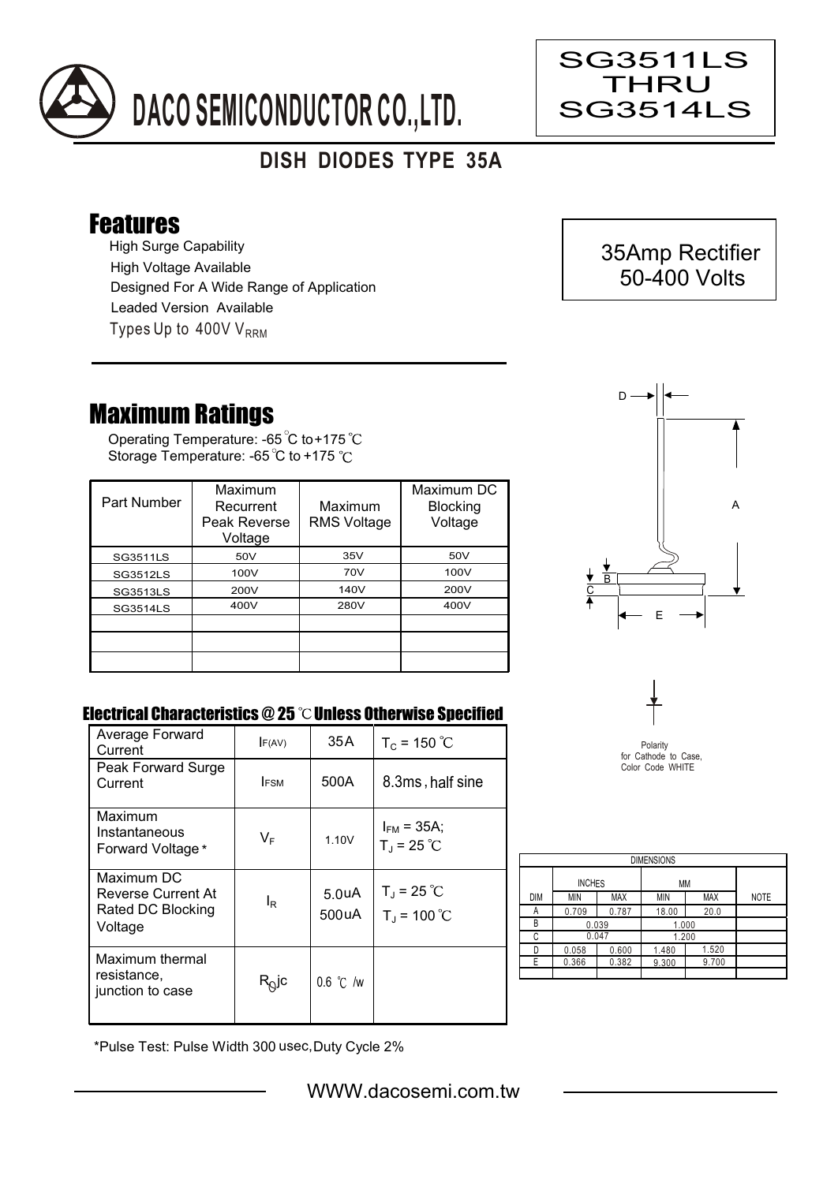# DACO SEMICONDUCTOR CO.,LTD.

**SG3511LS THRU SG3514LS**

## DISH DIODES TYPE 35A

## Features

- High Surge Capability
- High Voltage Available
- Designed For A Wide Range of Application
- Leaded Version Available
- Types Up to 400V $V_{RRM}$

**35Amp Rectifier 50-400 Volts**

## Maximum Ratings

Operating Temperature: -65℃ to +175℃
Storage Temperature: -65℃ to +175℃

| Part Number | Maximum Recurrent Peak Reverse Voltage | Maximum RMS Voltage | Maximum DC Blocking Voltage |
|---|---|---|---|
| SG3511LS | 50V | 35V | 50V |
| SG3512LS | 100V | 70V | 100V |
| SG3513LS | 200V | 140V | 200V |
| SG3514LS | 400V | 280V | 400V |
| | | | |
| | | | |
| | | | |

### Electrical Characteristics @ 25℃ Unless Otherwise Specified

| | | | |
|---|---|---|---|
| Average Forward Current | $I_{F(AV)}$ | 35A | $T_C$ = 150℃ |
| Peak Forward Surge Current | $I_{FSM}$ | 500A | 8.3ms, half sine |
| Maximum Instantaneous Forward Voltage* | $V_F$ | 1.10V | $I_{FM}$ = 35A; $T_J$ = 25℃ |
| Maximum DC Reverse Current At Rated DC Blocking Voltage | $I_R$ | 5.0uA<br>500uA | $T_J$ = 25℃<br>$T_J$ = 100℃ |
| Maximum thermal resistance, junction to case | $R_{\theta}jc$ | 0.6 ℃/w | |

*Pulse Test: Pulse Width 300 usec, Duty Cycle 2%

Polarity for Cathode to Case, Color Code WHITE

| DIMENSIONS | | | | | |
|---|---|---|---|---|---|
| | INCHES | | MM | | |
| DIM | MIN | MAX | MIN | MAX | NOTE |
| A | 0.709 | 0.787 | 18.00 | 20.0 | |
| B | 0.039 | | 1.000 | | |
| C | 0.047 | | 1.200 | | |
| D | 0.058 | 0.600 | 1.480 | 1.520 | |
| E | 0.366 | 0.382 | 9.300 | 9.700 | |

WWW.dacosemi.com.tw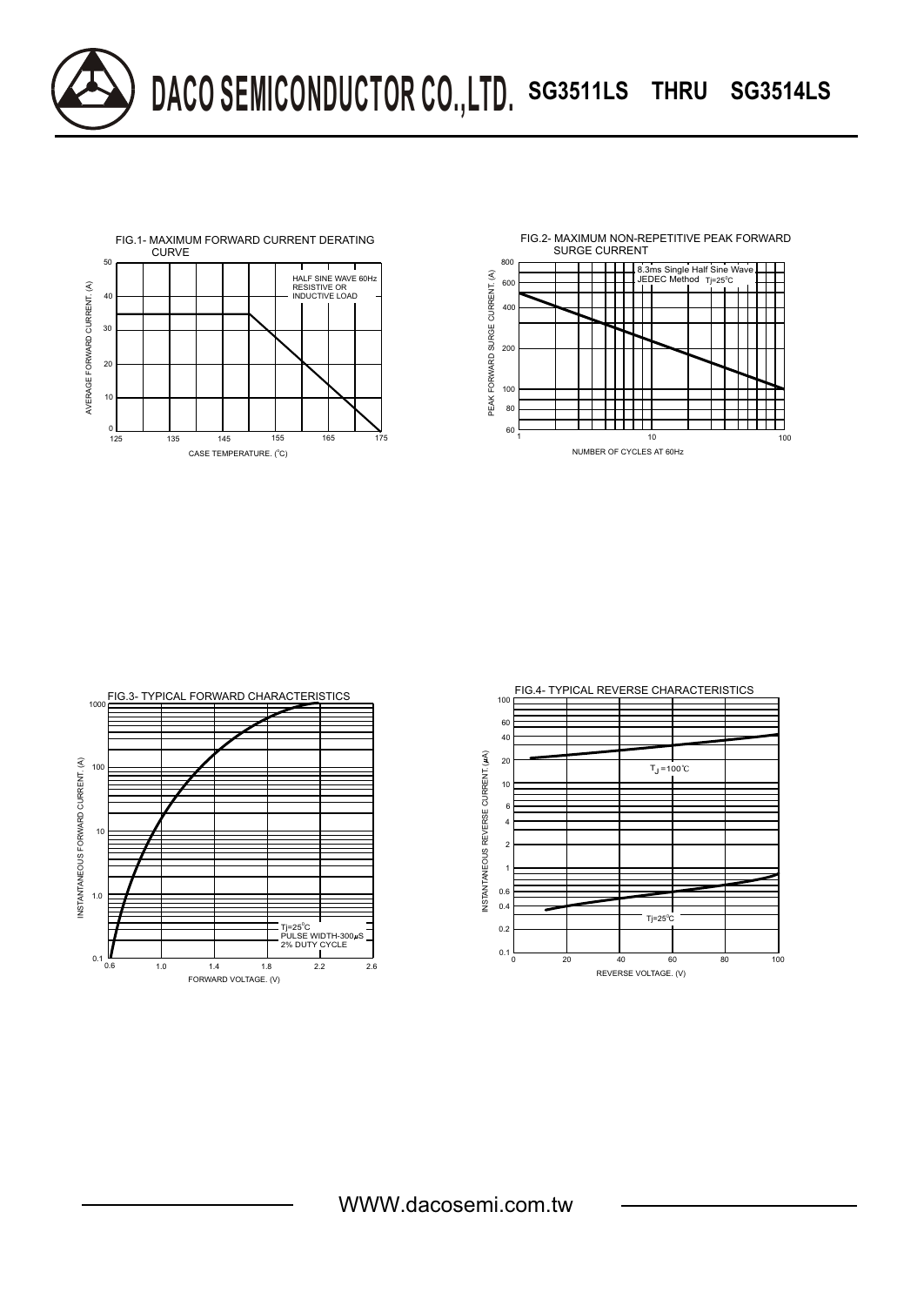FIG.1- MAXIMUM FORWARD CURRENT DERATING CURVE

AVERAGE FORWARD CURRENT. (A)

50
40
30
20
10
0

125
135
145
155
165
175

CASE TEMPERATURE. (°C)

HALF SINE WAVE 60Hz
RESISTIVE OR
INDUCTIVE LOAD

FIG.2- MAXIMUM NON-REPETITIVE PEAK FORWARD SURGE CURRENT

PEAK FORWARD SURGE CURRENT. (A)

800
600
400
200
100
80
60

1
10
100

NUMBER OF CYCLES AT 60Hz

8.3ms Single Half Sine Wave
JEDEC Method Tj=25°C

FIG.3- TYPICAL FORWARD CHARACTERISTICS

INSTANTANEOUS FORWARD CURRENT. (A)

1000
100
10
1.0
0.1

0.6
1.0
1.4
1.8
2.2
2.6

FORWARD VOLTAGE. (V)

Tj=25°C
PULSE WIDTH-300μS
2% DUTY CYCLE

FIG.4- TYPICAL REVERSE CHARACTERISTICS

INSTANTANEOUS REVERSE CURRENT, (μA)

100
60
40
20
10
6
4
2
1
0.6
0.4
0.2
0.1

0
20
40
60
80
100

REVERSE VOLTAGE. (V)

$T_J$=100℃

Tj=25°C